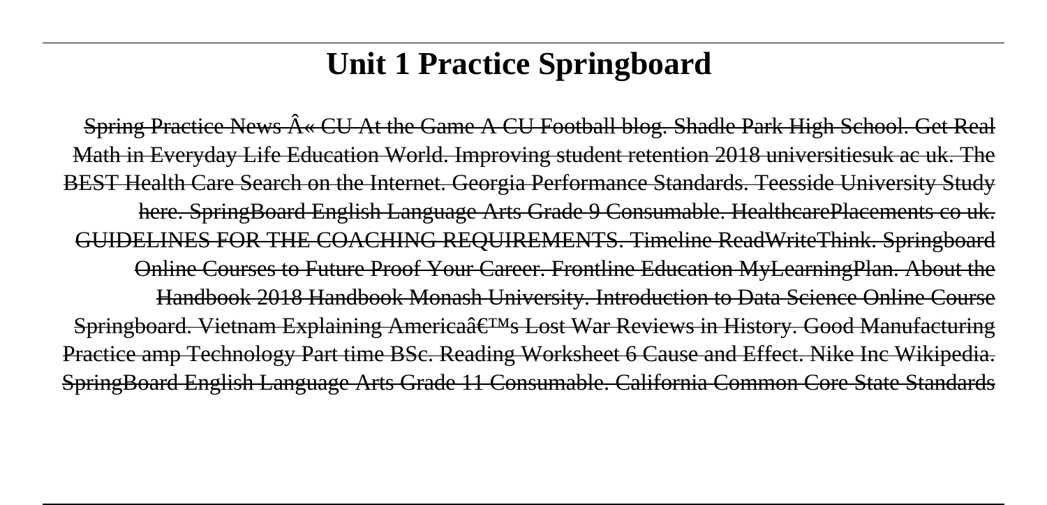# Unit 1 Practice Springboard

Spring Practice News Â« CU At the Game A CU Football blog. Shadle Park High School. Get Real Math in Everyday Life Education World. Improving student retention 2018 universitiesuk ac uk. The BEST Health Care Search on the Internet. Georgia Performance Standards. Teesside University Study here. SpringBoard English Language Arts Grade 9 Consumable. HealthcarePlacements co uk. GUIDELINES FOR THE COACHING REQUIREMENTS. Timeline ReadWriteThink. Springboard Online Courses to Future Proof Your Career. Frontline Education MyLearningPlan. About the Handbook 2018 Handbook Monash University. Introduction to Data Science Online Course Springboard. Vietnam Explaining Americaâ€™s Lost War Reviews in History. Good Manufacturing Practice amp Technology Part time BSc. Reading Worksheet 6 Cause and Effect. Nike Inc Wikipedia. SpringBoard English Language Arts Grade 11 Consumable. California Common Core State Standards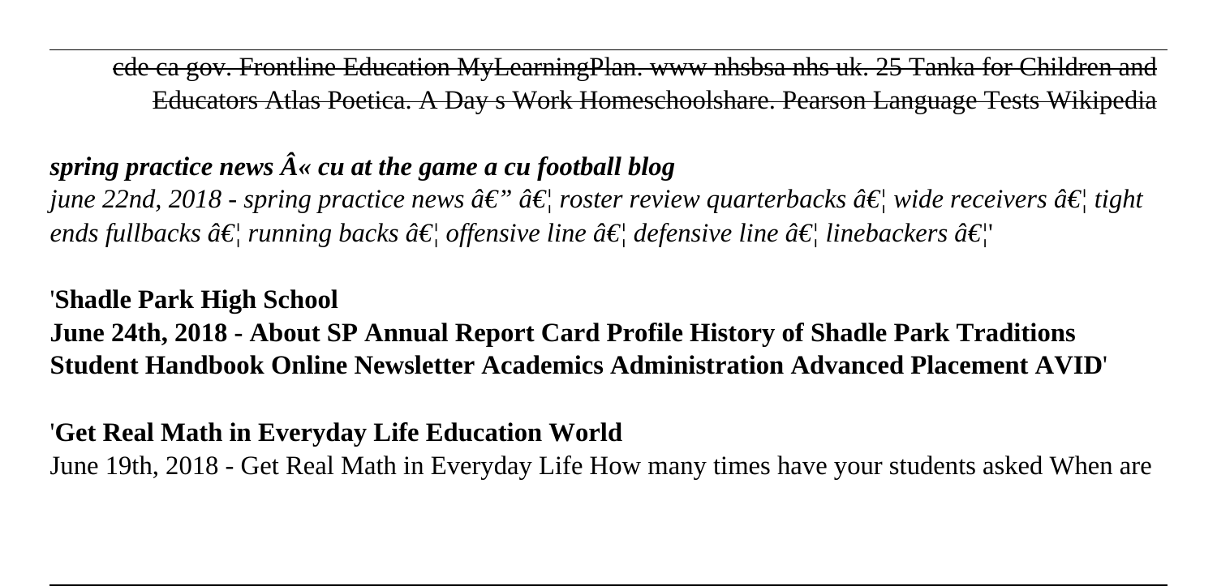cde ca gov. Frontline Education MyLearningPlan. www nhsbsa nhs uk. 25 Tanka for Children and Educators Atlas Poetica. A Day s Work Homeschoolshare. Pearson Language Tests Wikipedia

***spring practice news Â« cu at the game a cu football blog***

*june 22nd, 2018 - spring practice news â€" â€¦ roster review quarterbacks â€¦ wide receivers â€¦ tight ends fullbacks â€¦ running backs â€¦ offensive line â€¦ defensive line â€¦ linebackers â€¦'*

'**Shadle Park High School**

**June 24th, 2018 - About SP Annual Report Card Profile History of Shadle Park Traditions Student Handbook Online Newsletter Academics Administration Advanced Placement AVID**'

'**Get Real Math in Everyday Life Education World**

June 19th, 2018 - Get Real Math in Everyday Life How many times have your students asked When are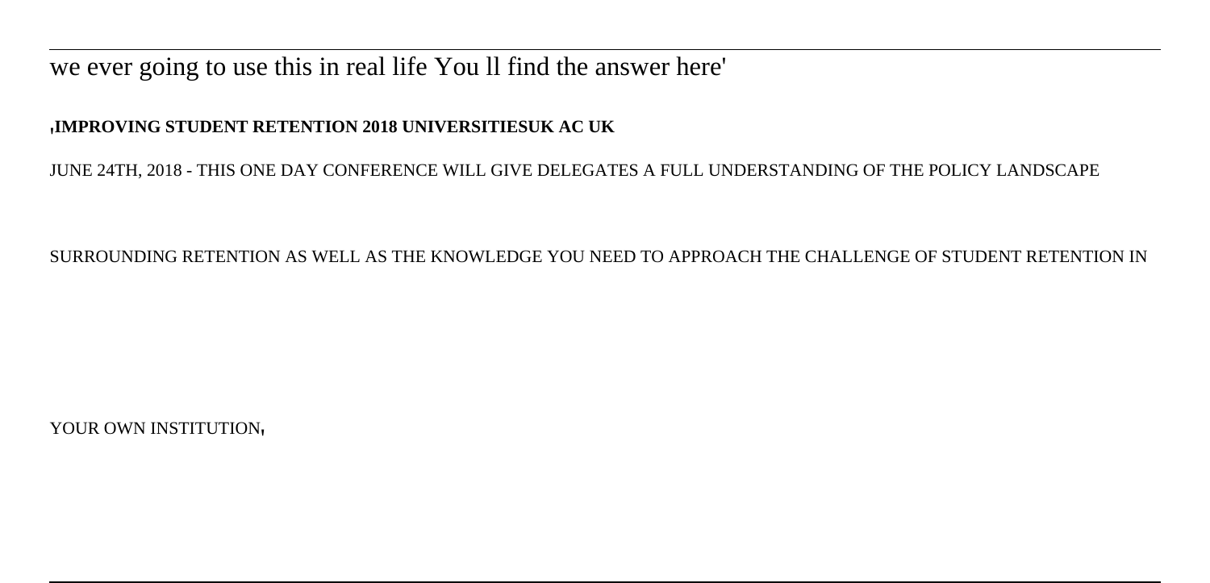we ever going to use this in real life You ll find the answer here'

'**IMPROVING STUDENT RETENTION 2018 UNIVERSITIESUK AC UK**

JUNE 24TH, 2018 - THIS ONE DAY CONFERENCE WILL GIVE DELEGATES A FULL UNDERSTANDING OF THE POLICY LANDSCAPE SURROUNDING RETENTION AS WELL AS THE KNOWLEDGE YOU NEED TO APPROACH THE CHALLENGE OF STUDENT RETENTION IN YOUR OWN INSTITUTION'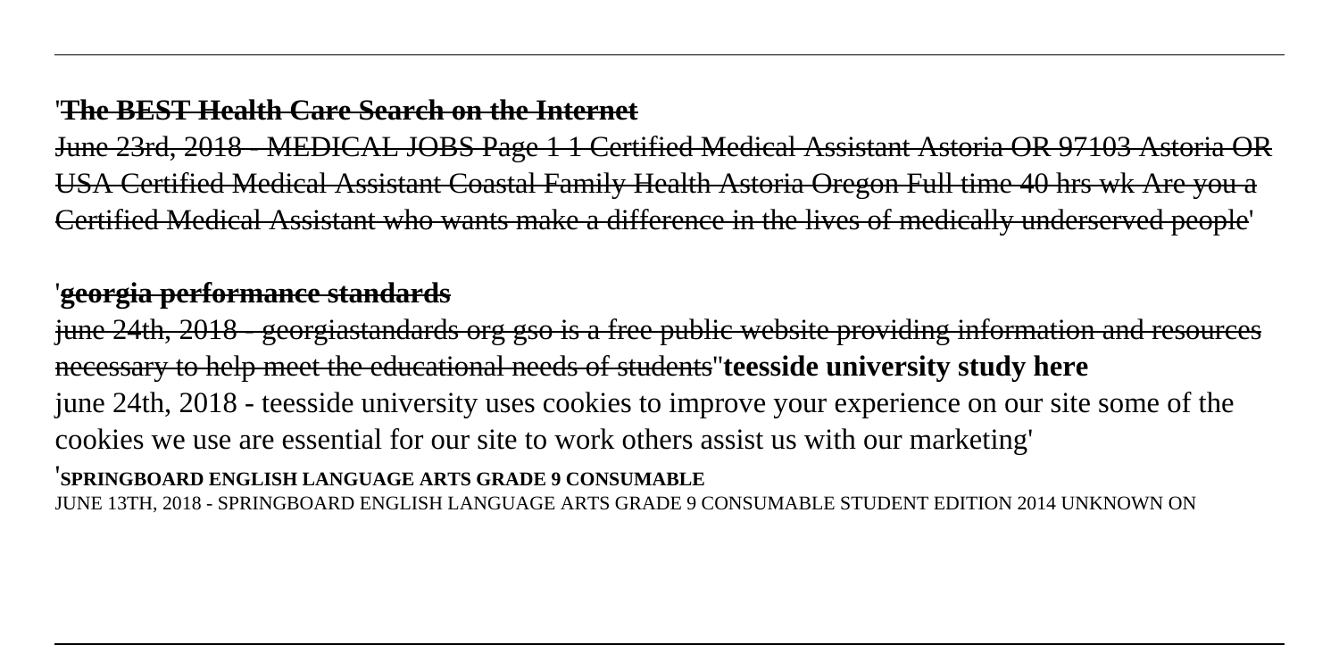## 'The BEST Health Care Search on the Internet

June 23rd, 2018 - MEDICAL JOBS Page 1 1 Certified Medical Assistant Astoria OR 97103 Astoria OR USA Certified Medical Assistant Coastal Family Health Astoria Oregon Full time 40 hrs wk Are you a Certified Medical Assistant who wants make a difference in the lives of medically underserved people'

## 'georgia performance standards

june 24th, 2018 - georgiastandards org gso is a free public website providing information and resources necessary to help meet the educational needs of students''**teesside university study here**

june 24th, 2018 - teesside university uses cookies to improve your experience on our site some of the cookies we use are essential for our site to work others assist us with our marketing'

'**SPRINGBOARD ENGLISH LANGUAGE ARTS GRADE 9 CONSUMABLE**

JUNE 13TH, 2018 - SPRINGBOARD ENGLISH LANGUAGE ARTS GRADE 9 CONSUMABLE STUDENT EDITION 2014 UNKNOWN ON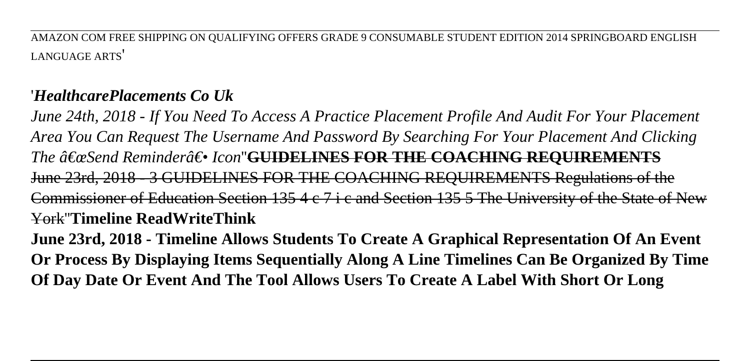AMAZON COM FREE SHIPPING ON QUALIFYING OFFERS GRADE 9 CONSUMABLE STUDENT EDITION 2014 SPRINGBOARD ENGLISH LANGUAGE ARTS'

'*HealthcarePlacements Co Uk*

*June 24th, 2018 - If You Need To Access A Practice Placement Profile And Audit For Your Placement Area You Can Request The Username And Password By Searching For Your Placement And Clicking The â€œSend Reminderâ€• Icon*''**GUIDELINES FOR THE COACHING REQUIREMENTS**

June 23rd, 2018 - 3 GUIDELINES FOR THE COACHING REQUIREMENTS Regulations of the Commissioner of Education Section 135 4 c 7 i c and Section 135 5 The University of the State of New York''**Timeline ReadWriteThink**

**June 23rd, 2018 - Timeline Allows Students To Create A Graphical Representation Of An Event Or Process By Displaying Items Sequentially Along A Line Timelines Can Be Organized By Time Of Day Date Or Event And The Tool Allows Users To Create A Label With Short Or Long**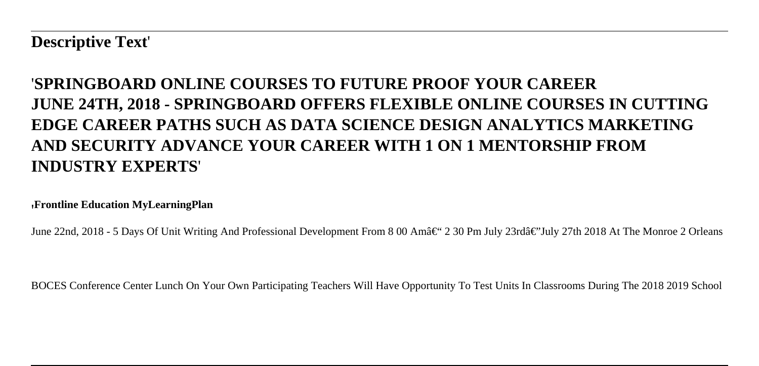**Descriptive Text**'

## 'SPRINGBOARD ONLINE COURSES TO FUTURE PROOF YOUR CAREER JUNE 24TH, 2018 - SPRINGBOARD OFFERS FLEXIBLE ONLINE COURSES IN CUTTING EDGE CAREER PATHS SUCH AS DATA SCIENCE DESIGN ANALYTICS MARKETING AND SECURITY ADVANCE YOUR CAREER WITH 1 ON 1 MENTORSHIP FROM INDUSTRY EXPERTS'

'**Frontline Education MyLearningPlan**

June 22nd, 2018 - 5 Days Of Unit Writing And Professional Development From 8 00 Amâ€" 2 30 Pm July 23rdâ€"July 27th 2018 At The Monroe 2 Orleans BOCES Conference Center Lunch On Your Own Participating Teachers Will Have Opportunity To Test Units In Classrooms During The 2018 2019 School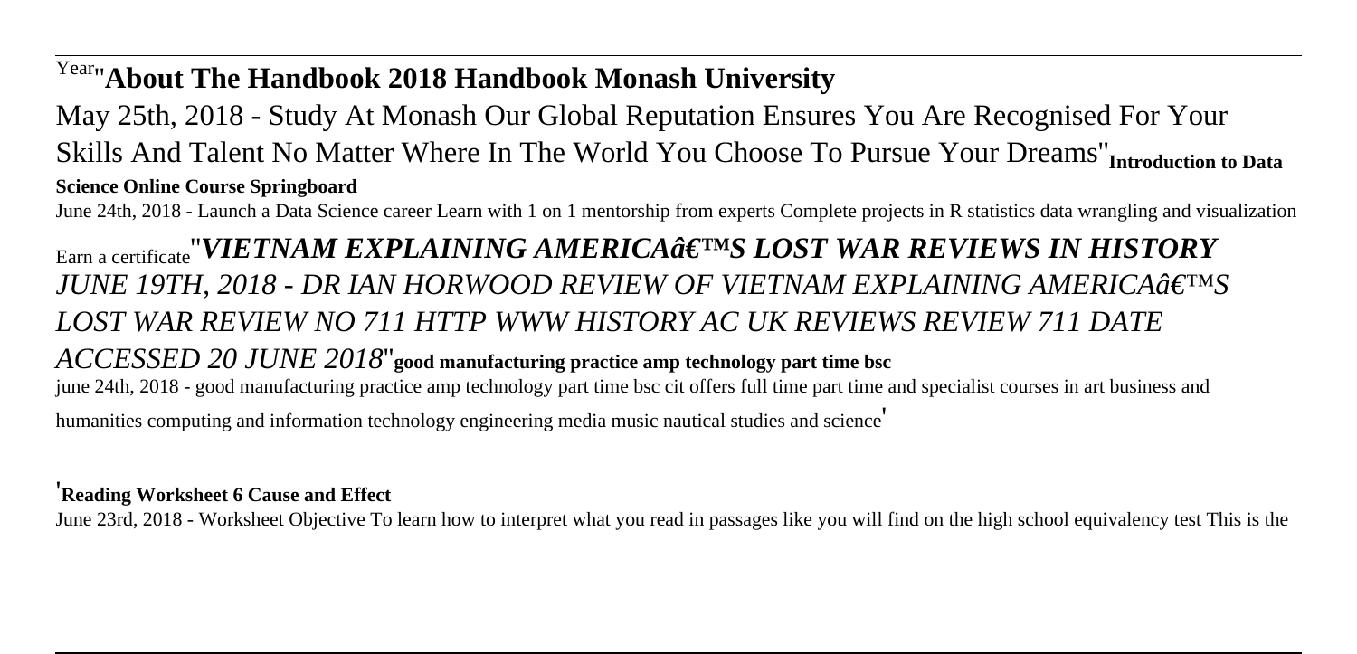Year''**About The Handbook 2018 Handbook Monash University**

May 25th, 2018 - Study At Monash Our Global Reputation Ensures You Are Recognised For Your Skills And Talent No Matter Where In The World You Choose To Pursue Your Dreams''**Introduction to Data Science Online Course Springboard**

June 24th, 2018 - Launch a Data Science career Learn with 1 on 1 mentorship from experts Complete projects in R statistics data wrangling and visualization Earn a certificate''***VIETNAM EXPLAINING AMERICAâ€™S LOST WAR REVIEWS IN HISTORY***

*JUNE 19TH, 2018 - DR IAN HORWOOD REVIEW OF VIETNAM EXPLAINING AMERICAâ€™S LOST WAR REVIEW NO 711 HTTP WWW HISTORY AC UK REVIEWS REVIEW 711 DATE ACCESSED 20 JUNE 2018*''**good manufacturing practice amp technology part time bsc**

june 24th, 2018 - good manufacturing practice amp technology part time bsc cit offers full time part time and specialist courses in art business and humanities computing and information technology engineering media music nautical studies and science'

'**Reading Worksheet 6 Cause and Effect**

June 23rd, 2018 - Worksheet Objective To learn how to interpret what you read in passages like you will find on the high school equivalency test This is the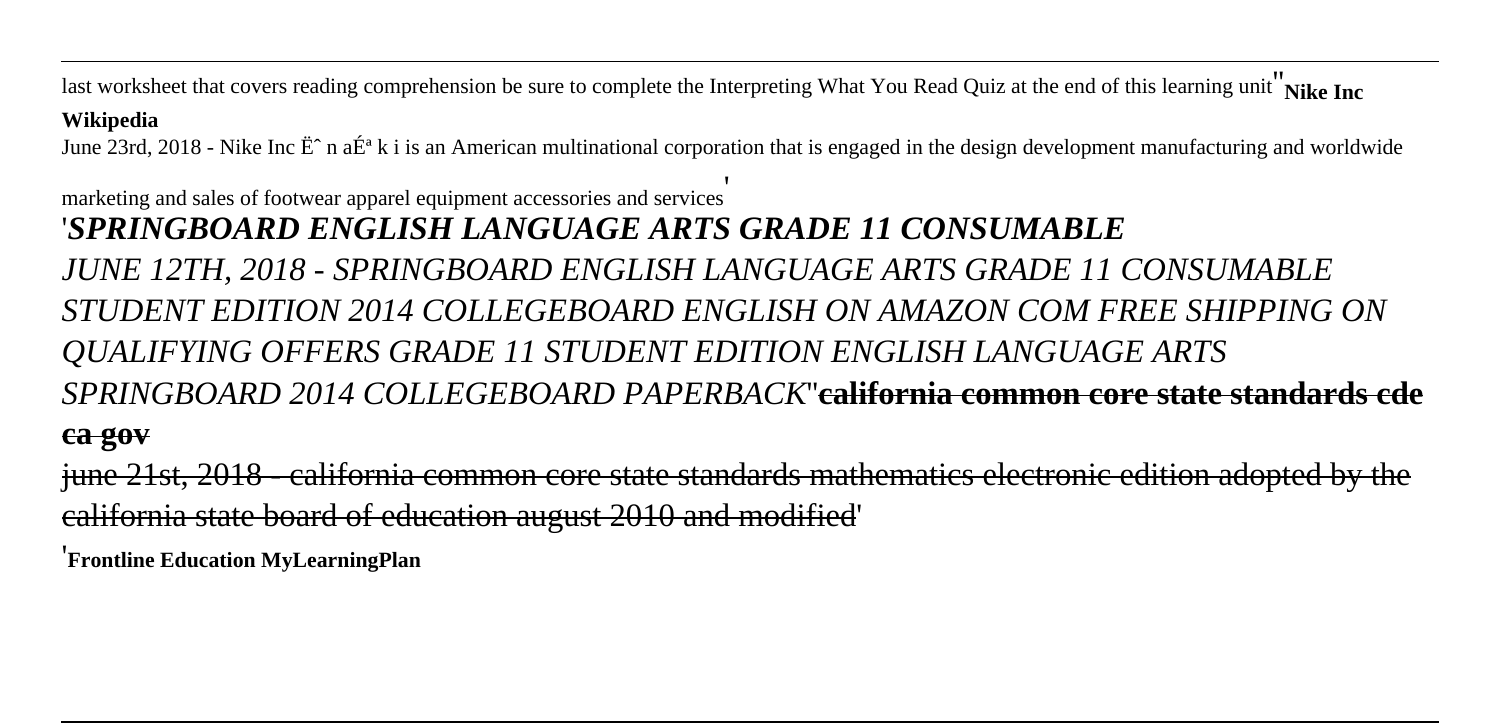last worksheet that covers reading comprehension be sure to complete the Interpreting What You Read Quiz at the end of this learning unit''**Nike Inc Wikipedia**

June 23rd, 2018 - Nike Inc Ëˆ n aÉª k i is an American multinational corporation that is engaged in the design development manufacturing and worldwide marketing and sales of footwear apparel equipment accessories and services'

'***SPRINGBOARD ENGLISH LANGUAGE ARTS GRADE 11 CONSUMABLE***

*JUNE 12TH, 2018 - SPRINGBOARD ENGLISH LANGUAGE ARTS GRADE 11 CONSUMABLE STUDENT EDITION 2014 COLLEGEBOARD ENGLISH ON AMAZON COM FREE SHIPPING ON QUALIFYING OFFERS GRADE 11 STUDENT EDITION ENGLISH LANGUAGE ARTS SPRINGBOARD 2014 COLLEGEBOARD PAPERBACK*''~~**california common core state standards cde ca gov**~~

~~june 21st, 2018 - california common core state standards mathematics electronic edition adopted by the california state board of education august 2010 and modified~~'

'**Frontline Education MyLearningPlan**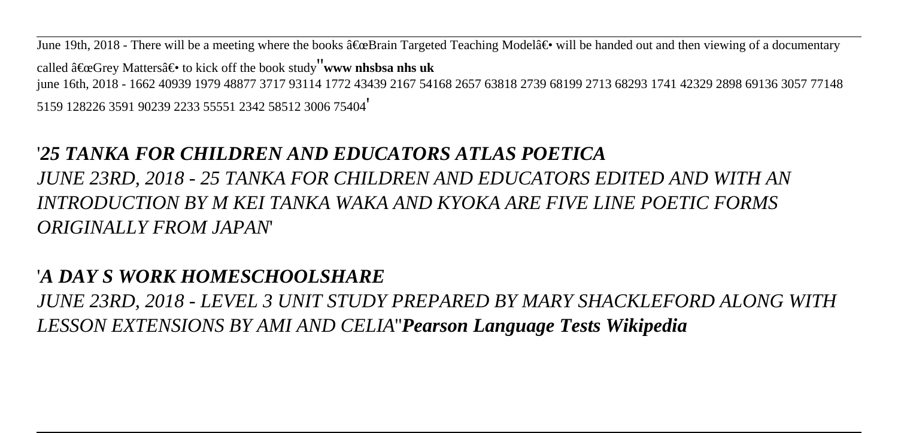June 19th, 2018 - There will be a meeting where the books â€œBrain Targeted Teaching Modelâ€• will be handed out and then viewing of a documentary called â€œGrey Mattersâ€• to kick off the book study''**www nhsbsa nhs uk**
june 16th, 2018 - 1662 40939 1979 48877 3717 93114 1772 43439 2167 54168 2657 63818 2739 68199 2713 68293 1741 42329 2898 69136 3057 77148 5159 128226 3591 90239 2233 55551 2342 58512 3006 75404'

## *'25 TANKA FOR CHILDREN AND EDUCATORS ATLAS POETICA*

*JUNE 23RD, 2018 - 25 TANKA FOR CHILDREN AND EDUCATORS EDITED AND WITH AN INTRODUCTION BY M KEI TANKA WAKA AND KYOKA ARE FIVE LINE POETIC FORMS ORIGINALLY FROM JAPAN'*

## *'A DAY S WORK HOMESCHOOLSHARE*

*JUNE 23RD, 2018 - LEVEL 3 UNIT STUDY PREPARED BY MARY SHACKLEFORD ALONG WITH LESSON EXTENSIONS BY AMI AND CELIA''**Pearson Language Tests Wikipedia***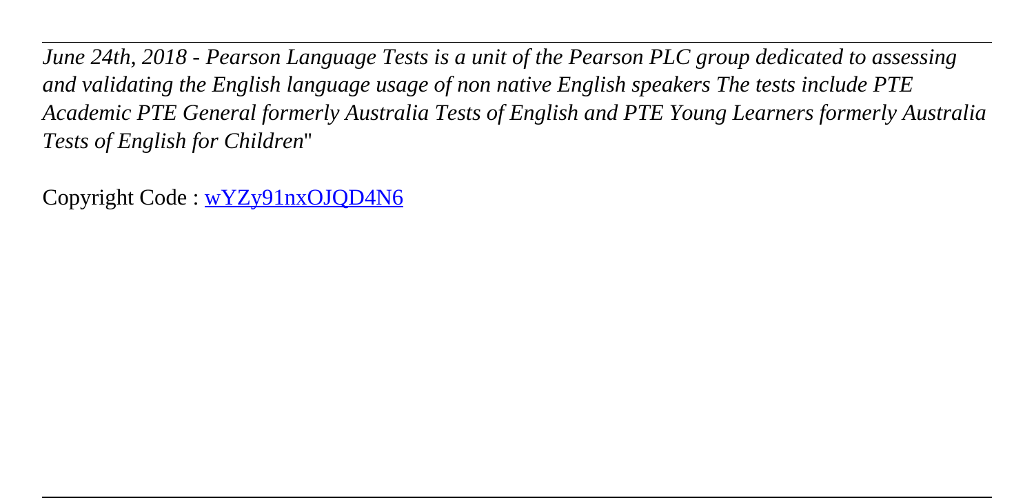*June 24th, 2018 - Pearson Language Tests is a unit of the Pearson PLC group dedicated to assessing and validating the English language usage of non native English speakers The tests include PTE Academic PTE General formerly Australia Tests of English and PTE Young Learners formerly Australia Tests of English for Children*"

Copyright Code : wYZy91nxOJQD4N6